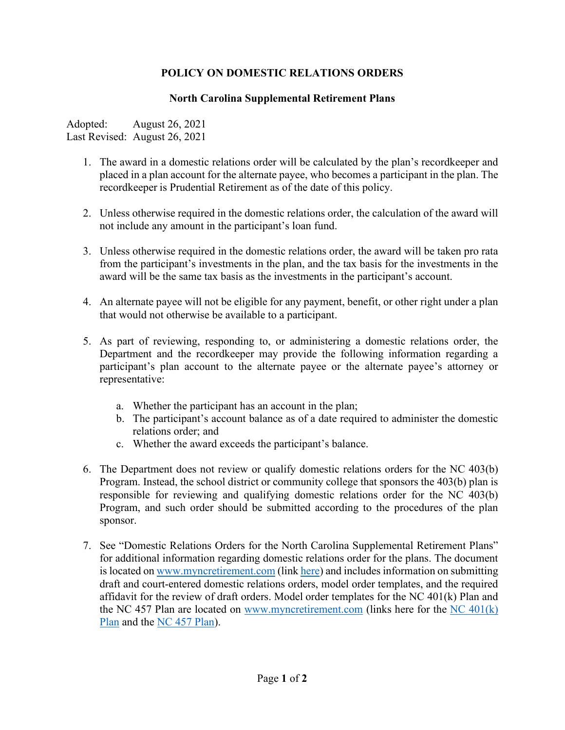# POLICY ON DOMESTIC RELATIONS ORDERS

## North Carolina Supplemental Retirement Plans

Adopted: August 26, 2021
Last Revised: August 26, 2021

1. The award in a domestic relations order will be calculated by the plan's recordkeeper and placed in a plan account for the alternate payee, who becomes a participant in the plan. The recordkeeper is Prudential Retirement as of the date of this policy.

2. Unless otherwise required in the domestic relations order, the calculation of the award will not include any amount in the participant's loan fund.

3. Unless otherwise required in the domestic relations order, the award will be taken pro rata from the participant's investments in the plan, and the tax basis for the investments in the award will be the same tax basis as the investments in the participant's account.

4. An alternate payee will not be eligible for any payment, benefit, or other right under a plan that would not otherwise be available to a participant.

5. As part of reviewing, responding to, or administering a domestic relations order, the Department and the recordkeeper may provide the following information regarding a participant's plan account to the alternate payee or the alternate payee's attorney or representative:

   a. Whether the participant has an account in the plan;
   b. The participant's account balance as of a date required to administer the domestic relations order; and
   c. Whether the award exceeds the participant's balance.

6. The Department does not review or qualify domestic relations orders for the NC 403(b) Program. Instead, the school district or community college that sponsors the 403(b) plan is responsible for reviewing and qualifying domestic relations order for the NC 403(b) Program, and such order should be submitted according to the procedures of the plan sponsor.

7. See "Domestic Relations Orders for the North Carolina Supplemental Retirement Plans" for additional information regarding domestic relations order for the plans. The document is located on www.myncretirement.com (link here) and includes information on submitting draft and court-entered domestic relations orders, model order templates, and the required affidavit for the review of draft orders. Model order templates for the NC 401(k) Plan and the NC 457 Plan are located on www.myncretirement.com (links here for the NC 401(k) Plan and the NC 457 Plan).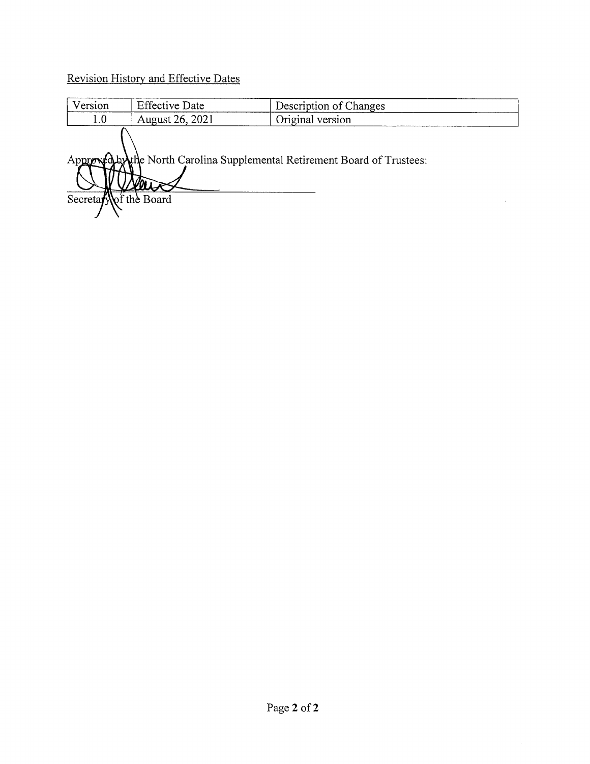Revision History and Effective Dates

| Version | Effective Date | Description of Changes |
| --- | --- | --- |
| 1.0 | August 26, 2021 | Original version |

Approved by the North Carolina Supplemental Retirement Board of Trustees:

\_\_\_\_\_\_\_\_\_\_\_\_\_\_\_\_\_\_\_\_\_\_\_\_\_\_\_\_\_\_\_\_\_\_\_\_

Secretary of the Board